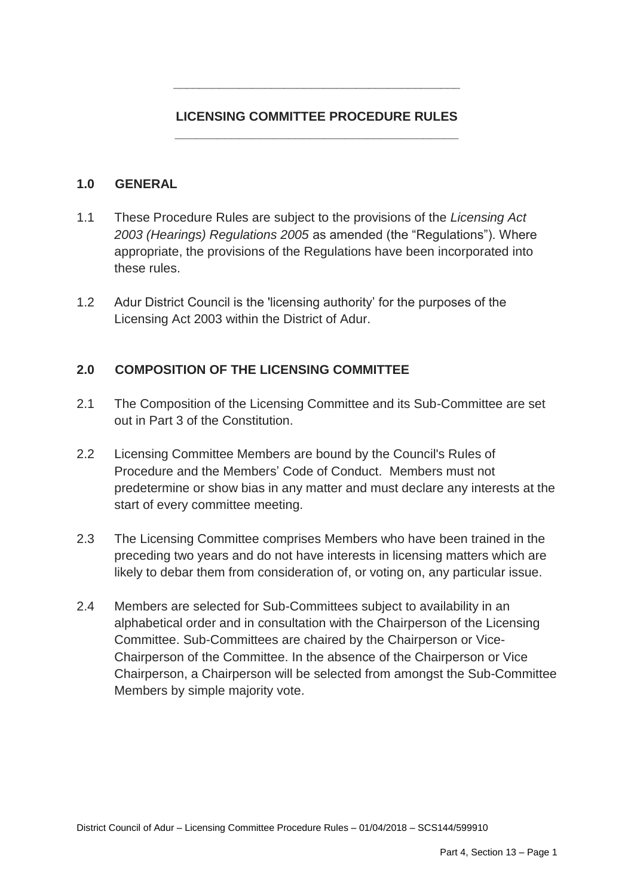# LICENSING COMMITTEE PROCEDURE RULES

## 1.0 GENERAL

1.1 These Procedure Rules are subject to the provisions of the *Licensing Act 2003 (Hearings) Regulations 2005* as amended (the "Regulations"). Where appropriate, the provisions of the Regulations have been incorporated into these rules.

1.2 Adur District Council is the 'licensing authority' for the purposes of the Licensing Act 2003 within the District of Adur.

## 2.0 COMPOSITION OF THE LICENSING COMMITTEE

2.1 The Composition of the Licensing Committee and its Sub-Committee are set out in Part 3 of the Constitution.

2.2 Licensing Committee Members are bound by the Council's Rules of Procedure and the Members' Code of Conduct. Members must not predetermine or show bias in any matter and must declare any interests at the start of every committee meeting.

2.3 The Licensing Committee comprises Members who have been trained in the preceding two years and do not have interests in licensing matters which are likely to debar them from consideration of, or voting on, any particular issue.

2.4 Members are selected for Sub-Committees subject to availability in an alphabetical order and in consultation with the Chairperson of the Licensing Committee. Sub-Committees are chaired by the Chairperson or Vice-Chairperson of the Committee. In the absence of the Chairperson or Vice Chairperson, a Chairperson will be selected from amongst the Sub-Committee Members by simple majority vote.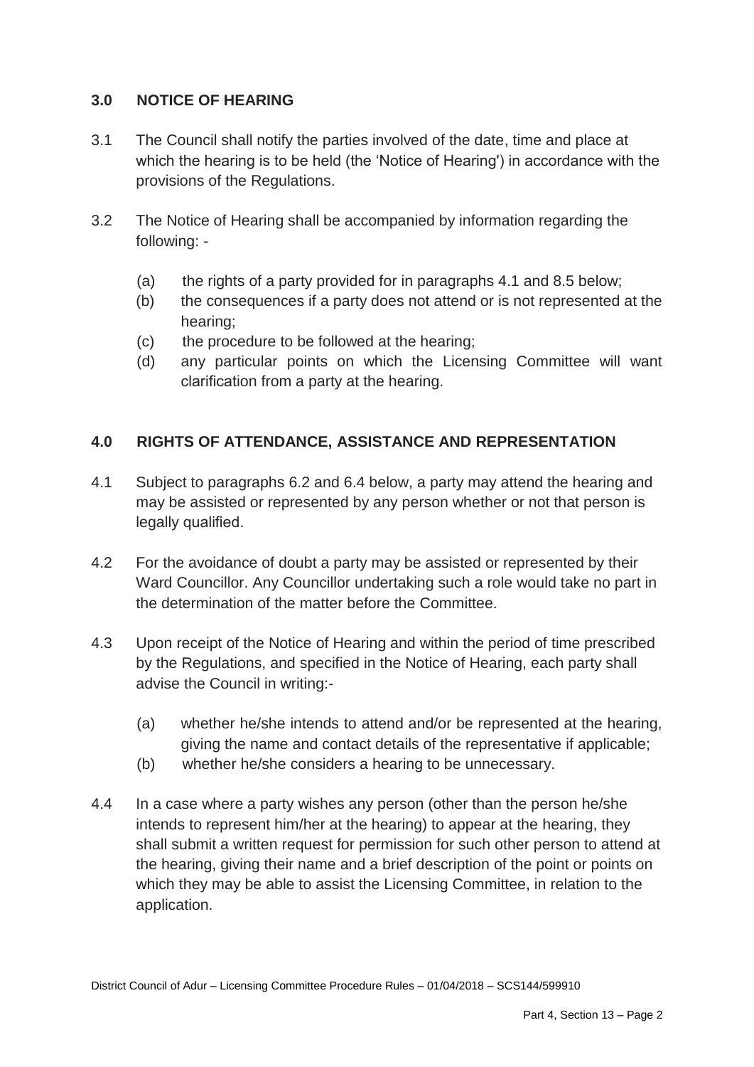## 3.0 NOTICE OF HEARING

3.1 The Council shall notify the parties involved of the date, time and place at which the hearing is to be held (the 'Notice of Hearing') in accordance with the provisions of the Regulations.

3.2 The Notice of Hearing shall be accompanied by information regarding the following: -

(a) the rights of a party provided for in paragraphs 4.1 and 8.5 below;

(b) the consequences if a party does not attend or is not represented at the hearing;

(c) the procedure to be followed at the hearing;

(d) any particular points on which the Licensing Committee will want clarification from a party at the hearing.

## 4.0 RIGHTS OF ATTENDANCE, ASSISTANCE AND REPRESENTATION

4.1 Subject to paragraphs 6.2 and 6.4 below, a party may attend the hearing and may be assisted or represented by any person whether or not that person is legally qualified.

4.2 For the avoidance of doubt a party may be assisted or represented by their Ward Councillor. Any Councillor undertaking such a role would take no part in the determination of the matter before the Committee.

4.3 Upon receipt of the Notice of Hearing and within the period of time prescribed by the Regulations, and specified in the Notice of Hearing, each party shall advise the Council in writing:-

(a) whether he/she intends to attend and/or be represented at the hearing, giving the name and contact details of the representative if applicable;

(b) whether he/she considers a hearing to be unnecessary.

4.4 In a case where a party wishes any person (other than the person he/she intends to represent him/her at the hearing) to appear at the hearing, they shall submit a written request for permission for such other person to attend at the hearing, giving their name and a brief description of the point or points on which they may be able to assist the Licensing Committee, in relation to the application.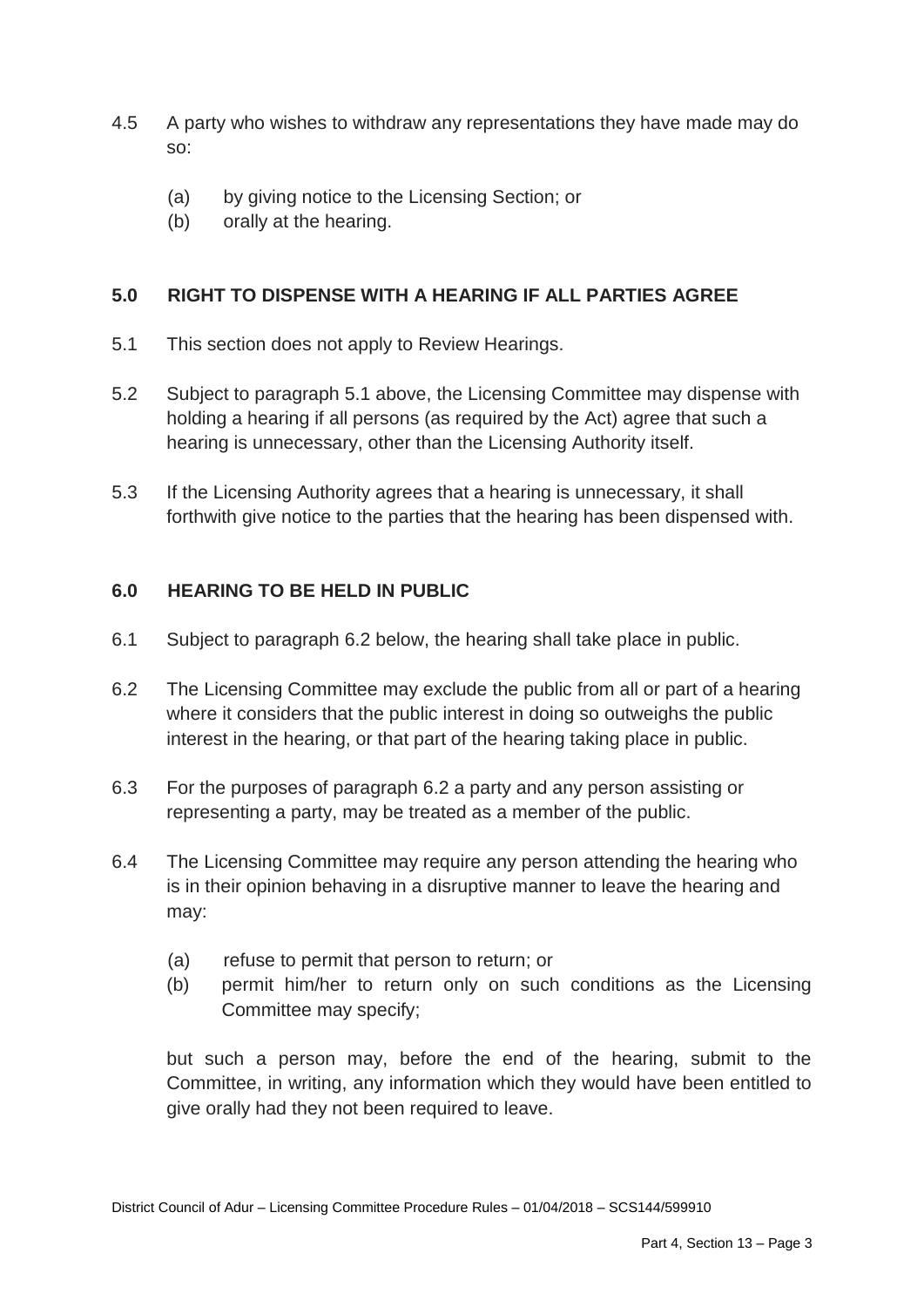4.5 A party who wishes to withdraw any representations they have made may do so:

  (a) by giving notice to the Licensing Section; or
  (b) orally at the hearing.

## 5.0 RIGHT TO DISPENSE WITH A HEARING IF ALL PARTIES AGREE

5.1 This section does not apply to Review Hearings.

5.2 Subject to paragraph 5.1 above, the Licensing Committee may dispense with holding a hearing if all persons (as required by the Act) agree that such a hearing is unnecessary, other than the Licensing Authority itself.

5.3 If the Licensing Authority agrees that a hearing is unnecessary, it shall forthwith give notice to the parties that the hearing has been dispensed with.

## 6.0 HEARING TO BE HELD IN PUBLIC

6.1 Subject to paragraph 6.2 below, the hearing shall take place in public.

6.2 The Licensing Committee may exclude the public from all or part of a hearing where it considers that the public interest in doing so outweighs the public interest in the hearing, or that part of the hearing taking place in public.

6.3 For the purposes of paragraph 6.2 a party and any person assisting or representing a party, may be treated as a member of the public.

6.4 The Licensing Committee may require any person attending the hearing who is in their opinion behaving in a disruptive manner to leave the hearing and may:

  (a) refuse to permit that person to return; or
  (b) permit him/her to return only on such conditions as the Licensing Committee may specify;

  but such a person may, before the end of the hearing, submit to the Committee, in writing, any information which they would have been entitled to give orally had they not been required to leave.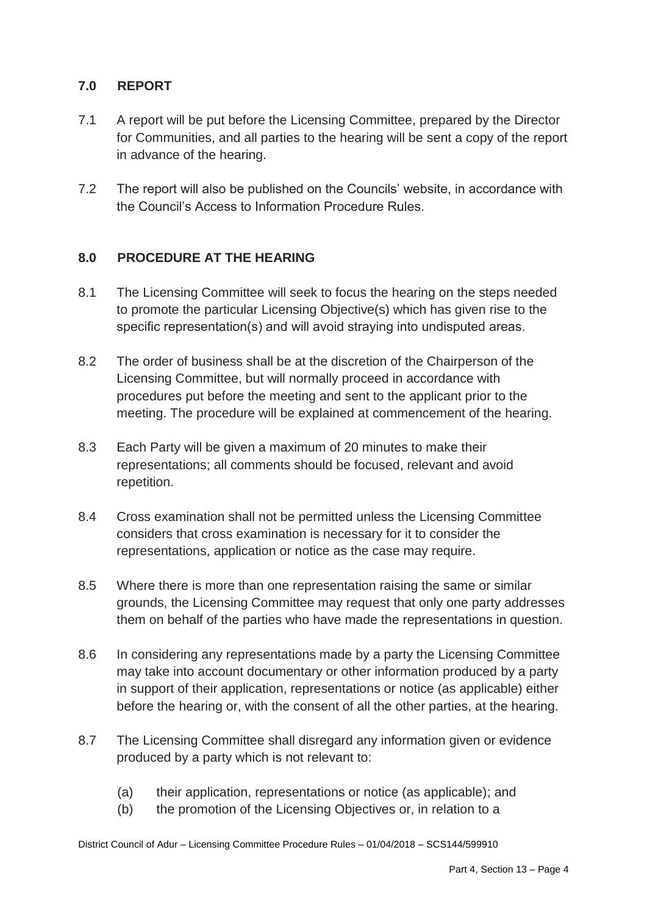## 7.0 REPORT

7.1 A report will be put before the Licensing Committee, prepared by the Director for Communities, and all parties to the hearing will be sent a copy of the report in advance of the hearing.

7.2 The report will also be published on the Councils' website, in accordance with the Council's Access to Information Procedure Rules.

## 8.0 PROCEDURE AT THE HEARING

8.1 The Licensing Committee will seek to focus the hearing on the steps needed to promote the particular Licensing Objective(s) which has given rise to the specific representation(s) and will avoid straying into undisputed areas.

8.2 The order of business shall be at the discretion of the Chairperson of the Licensing Committee, but will normally proceed in accordance with procedures put before the meeting and sent to the applicant prior to the meeting. The procedure will be explained at commencement of the hearing.

8.3 Each Party will be given a maximum of 20 minutes to make their representations; all comments should be focused, relevant and avoid repetition.

8.4 Cross examination shall not be permitted unless the Licensing Committee considers that cross examination is necessary for it to consider the representations, application or notice as the case may require.

8.5 Where there is more than one representation raising the same or similar grounds, the Licensing Committee may request that only one party addresses them on behalf of the parties who have made the representations in question.

8.6 In considering any representations made by a party the Licensing Committee may take into account documentary or other information produced by a party in support of their application, representations or notice (as applicable) either before the hearing or, with the consent of all the other parties, at the hearing.

8.7 The Licensing Committee shall disregard any information given or evidence produced by a party which is not relevant to:

(a) their application, representations or notice (as applicable); and
(b) the promotion of the Licensing Objectives or, in relation to a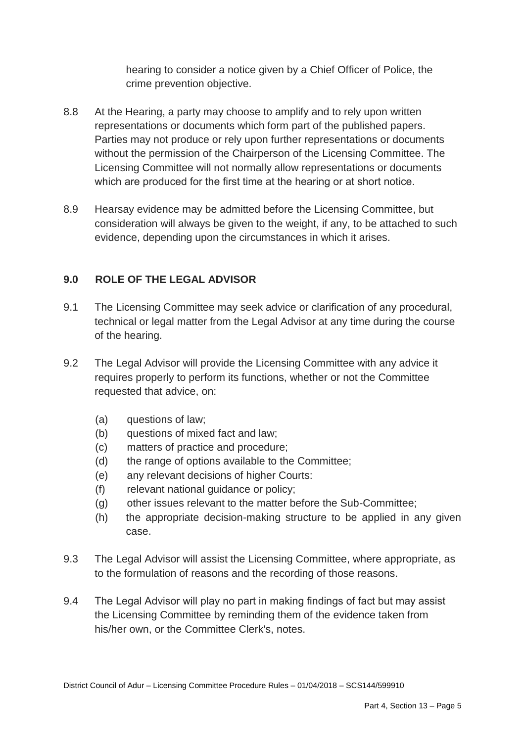hearing to consider a notice given by a Chief Officer of Police, the crime prevention objective.

8.8 At the Hearing, a party may choose to amplify and to rely upon written representations or documents which form part of the published papers. Parties may not produce or rely upon further representations or documents without the permission of the Chairperson of the Licensing Committee. The Licensing Committee will not normally allow representations or documents which are produced for the first time at the hearing or at short notice.

8.9 Hearsay evidence may be admitted before the Licensing Committee, but consideration will always be given to the weight, if any, to be attached to such evidence, depending upon the circumstances in which it arises.

## 9.0 ROLE OF THE LEGAL ADVISOR

9.1 The Licensing Committee may seek advice or clarification of any procedural, technical or legal matter from the Legal Advisor at any time during the course of the hearing.

9.2 The Legal Advisor will provide the Licensing Committee with any advice it requires properly to perform its functions, whether or not the Committee requested that advice, on:

(a) questions of law;
(b) questions of mixed fact and law;
(c) matters of practice and procedure;
(d) the range of options available to the Committee;
(e) any relevant decisions of higher Courts:
(f) relevant national guidance or policy;
(g) other issues relevant to the matter before the Sub-Committee;
(h) the appropriate decision-making structure to be applied in any given case.

9.3 The Legal Advisor will assist the Licensing Committee, where appropriate, as to the formulation of reasons and the recording of those reasons.

9.4 The Legal Advisor will play no part in making findings of fact but may assist the Licensing Committee by reminding them of the evidence taken from his/her own, or the Committee Clerk's, notes.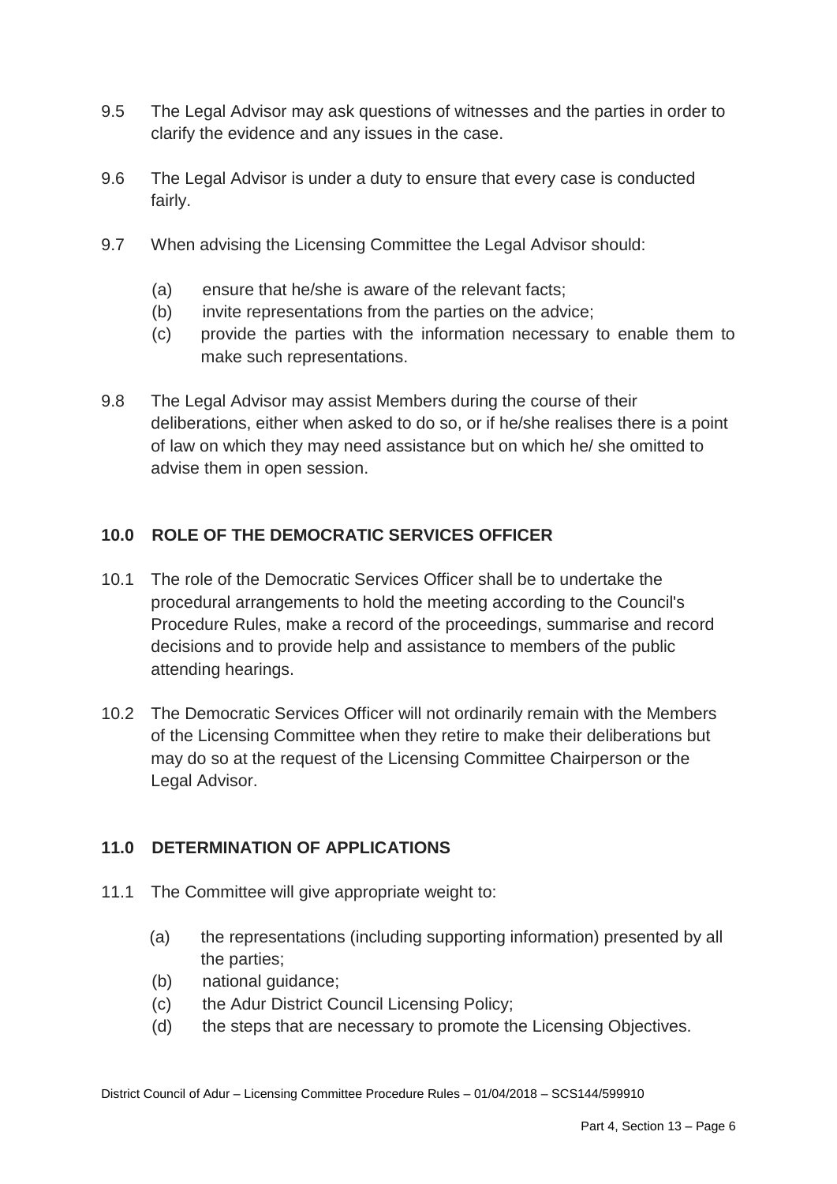9.5 The Legal Advisor may ask questions of witnesses and the parties in order to clarify the evidence and any issues in the case.

9.6 The Legal Advisor is under a duty to ensure that every case is conducted fairly.

9.7 When advising the Licensing Committee the Legal Advisor should:

- (a) ensure that he/she is aware of the relevant facts;
- (b) invite representations from the parties on the advice;
- (c) provide the parties with the information necessary to enable them to make such representations.

9.8 The Legal Advisor may assist Members during the course of their deliberations, either when asked to do so, or if he/she realises there is a point of law on which they may need assistance but on which he/ she omitted to advise them in open session.

## 10.0 ROLE OF THE DEMOCRATIC SERVICES OFFICER

10.1 The role of the Democratic Services Officer shall be to undertake the procedural arrangements to hold the meeting according to the Council's Procedure Rules, make a record of the proceedings, summarise and record decisions and to provide help and assistance to members of the public attending hearings.

10.2 The Democratic Services Officer will not ordinarily remain with the Members of the Licensing Committee when they retire to make their deliberations but may do so at the request of the Licensing Committee Chairperson or the Legal Advisor.

## 11.0 DETERMINATION OF APPLICATIONS

11.1 The Committee will give appropriate weight to:

- (a) the representations (including supporting information) presented by all the parties;
- (b) national guidance;
- (c) the Adur District Council Licensing Policy;
- (d) the steps that are necessary to promote the Licensing Objectives.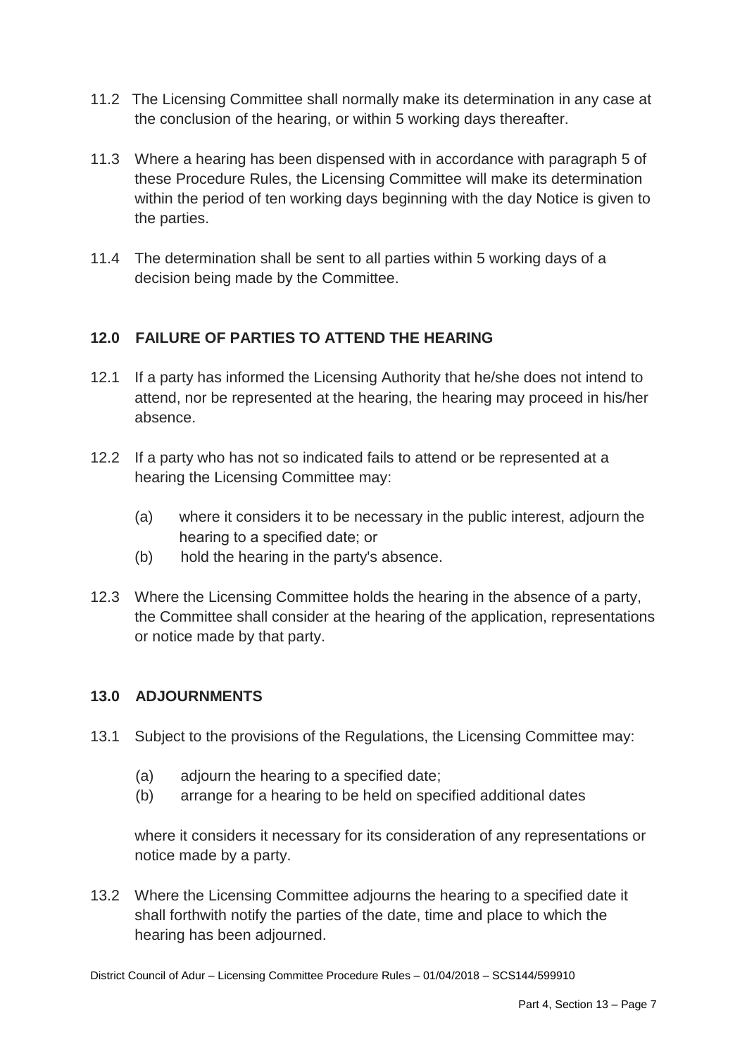11.2 The Licensing Committee shall normally make its determination in any case at the conclusion of the hearing, or within 5 working days thereafter.

11.3 Where a hearing has been dispensed with in accordance with paragraph 5 of these Procedure Rules, the Licensing Committee will make its determination within the period of ten working days beginning with the day Notice is given to the parties.

11.4 The determination shall be sent to all parties within 5 working days of a decision being made by the Committee.

## 12.0 FAILURE OF PARTIES TO ATTEND THE HEARING

12.1 If a party has informed the Licensing Authority that he/she does not intend to attend, nor be represented at the hearing, the hearing may proceed in his/her absence.

12.2 If a party who has not so indicated fails to attend or be represented at a hearing the Licensing Committee may:

(a) where it considers it to be necessary in the public interest, adjourn the hearing to a specified date; or
(b) hold the hearing in the party's absence.

12.3 Where the Licensing Committee holds the hearing in the absence of a party, the Committee shall consider at the hearing of the application, representations or notice made by that party.

## 13.0 ADJOURNMENTS

13.1 Subject to the provisions of the Regulations, the Licensing Committee may:

(a) adjourn the hearing to a specified date;
(b) arrange for a hearing to be held on specified additional dates

where it considers it necessary for its consideration of any representations or notice made by a party.

13.2 Where the Licensing Committee adjourns the hearing to a specified date it shall forthwith notify the parties of the date, time and place to which the hearing has been adjourned.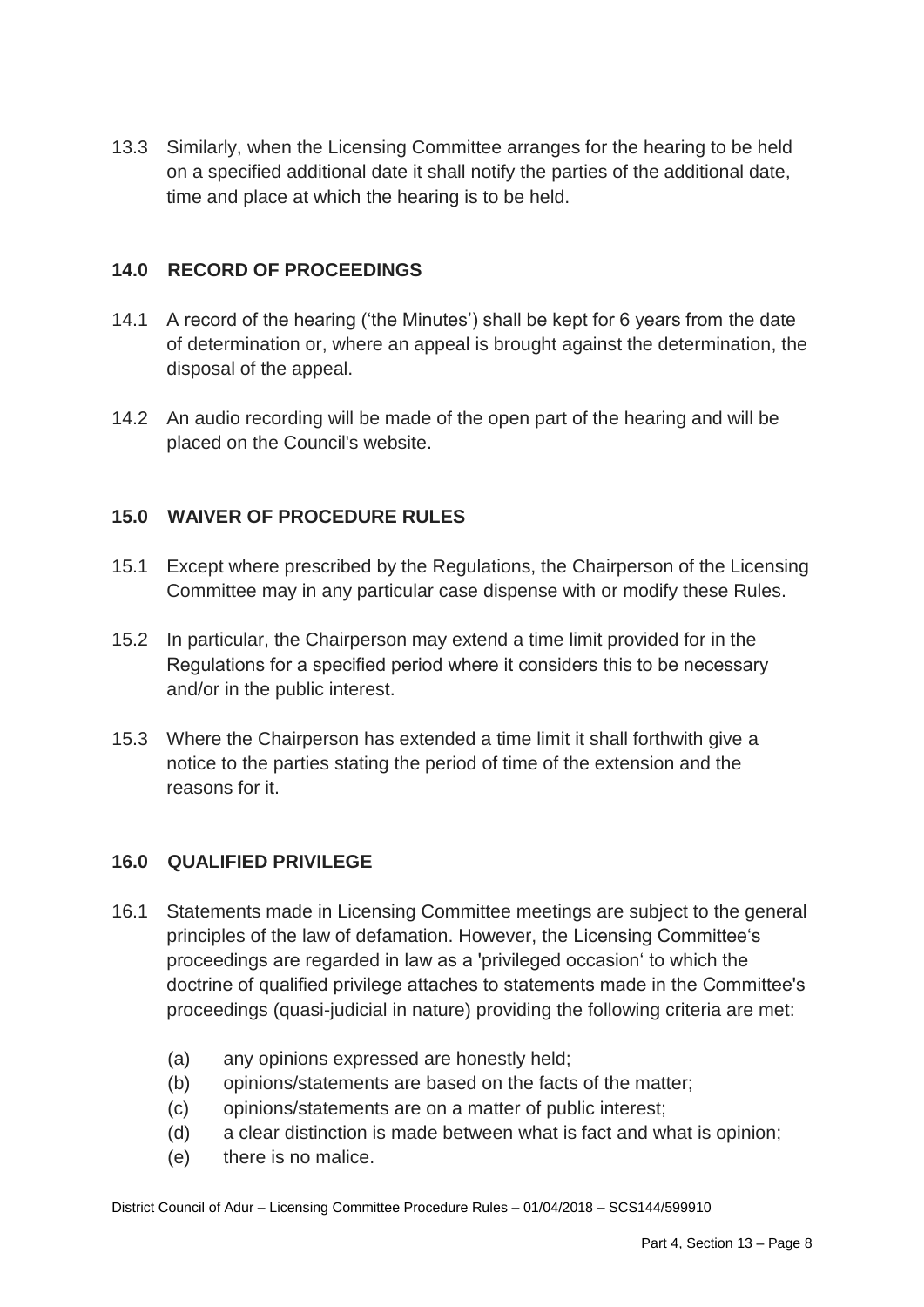13.3 Similarly, when the Licensing Committee arranges for the hearing to be held on a specified additional date it shall notify the parties of the additional date, time and place at which the hearing is to be held.

## 14.0 RECORD OF PROCEEDINGS

14.1 A record of the hearing ('the Minutes') shall be kept for 6 years from the date of determination or, where an appeal is brought against the determination, the disposal of the appeal.

14.2 An audio recording will be made of the open part of the hearing and will be placed on the Council's website.

## 15.0 WAIVER OF PROCEDURE RULES

15.1 Except where prescribed by the Regulations, the Chairperson of the Licensing Committee may in any particular case dispense with or modify these Rules.

15.2 In particular, the Chairperson may extend a time limit provided for in the Regulations for a specified period where it considers this to be necessary and/or in the public interest.

15.3 Where the Chairperson has extended a time limit it shall forthwith give a notice to the parties stating the period of time of the extension and the reasons for it.

## 16.0 QUALIFIED PRIVILEGE

16.1 Statements made in Licensing Committee meetings are subject to the general principles of the law of defamation. However, the Licensing Committee's proceedings are regarded in law as a 'privileged occasion' to which the doctrine of qualified privilege attaches to statements made in the Committee's proceedings (quasi-judicial in nature) providing the following criteria are met:

(a) any opinions expressed are honestly held;
(b) opinions/statements are based on the facts of the matter;
(c) opinions/statements are on a matter of public interest;
(d) a clear distinction is made between what is fact and what is opinion;
(e) there is no malice.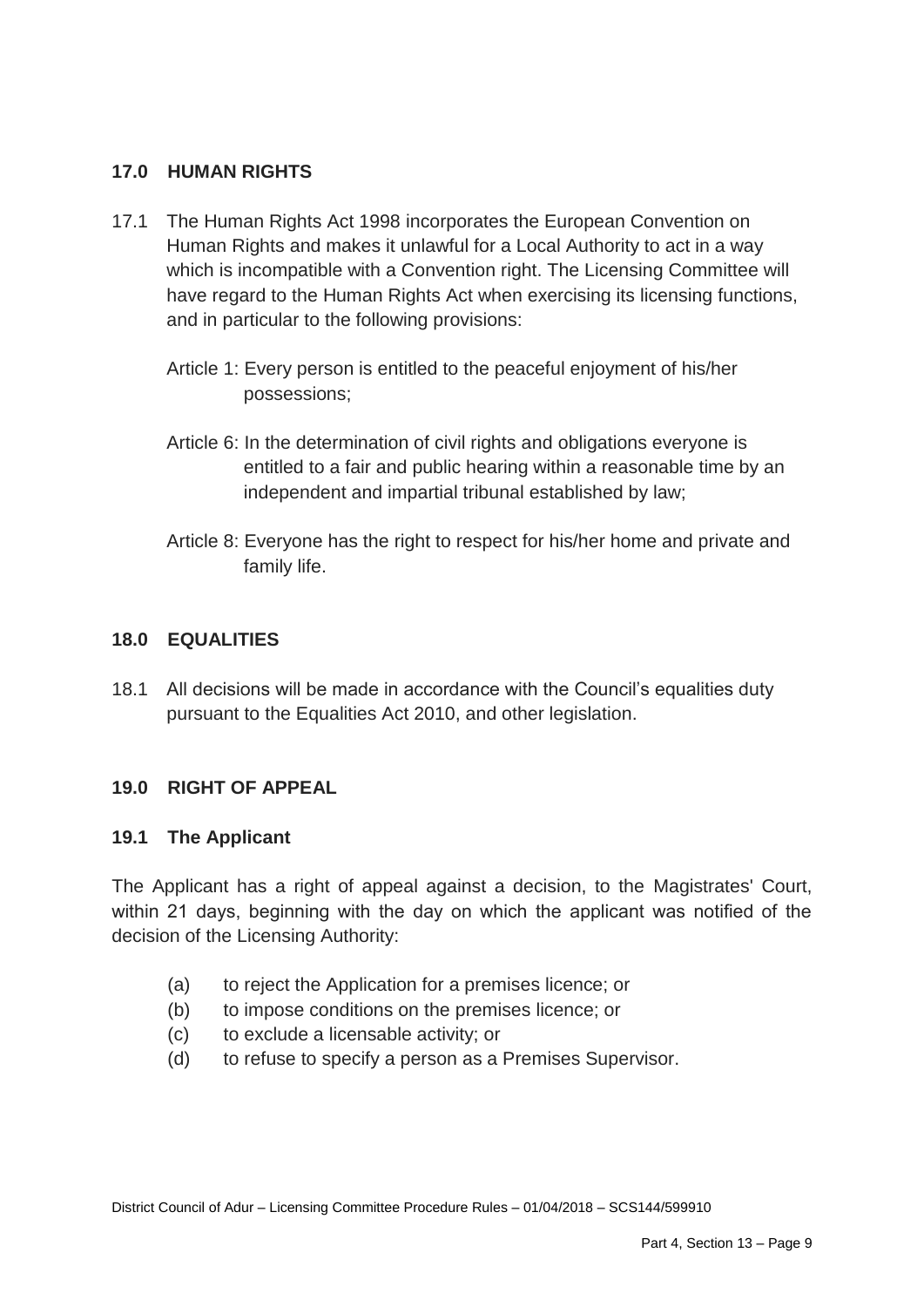## 17.0 HUMAN RIGHTS

17.1 The Human Rights Act 1998 incorporates the European Convention on Human Rights and makes it unlawful for a Local Authority to act in a way which is incompatible with a Convention right. The Licensing Committee will have regard to the Human Rights Act when exercising its licensing functions, and in particular to the following provisions:

Article 1: Every person is entitled to the peaceful enjoyment of his/her possessions;

Article 6: In the determination of civil rights and obligations everyone is entitled to a fair and public hearing within a reasonable time by an independent and impartial tribunal established by law;

Article 8: Everyone has the right to respect for his/her home and private and family life.

## 18.0 EQUALITIES

18.1 All decisions will be made in accordance with the Council's equalities duty pursuant to the Equalities Act 2010, and other legislation.

## 19.0 RIGHT OF APPEAL

### 19.1 The Applicant

The Applicant has a right of appeal against a decision, to the Magistrates' Court, within 21 days, beginning with the day on which the applicant was notified of the decision of the Licensing Authority:

(a) to reject the Application for a premises licence; or
(b) to impose conditions on the premises licence; or
(c) to exclude a licensable activity; or
(d) to refuse to specify a person as a Premises Supervisor.

District Council of Adur – Licensing Committee Procedure Rules – 01/04/2018 – SCS144/599910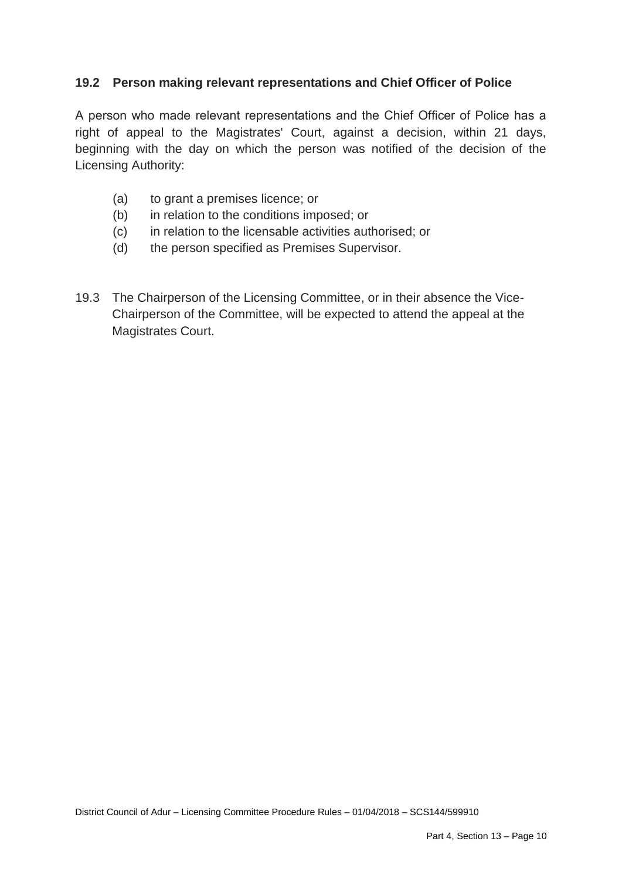### 19.2 Person making relevant representations and Chief Officer of Police

A person who made relevant representations and the Chief Officer of Police has a right of appeal to the Magistrates' Court, against a decision, within 21 days, beginning with the day on which the person was notified of the decision of the Licensing Authority:

(a) to grant a premises licence; or
(b) in relation to the conditions imposed; or
(c) in relation to the licensable activities authorised; or
(d) the person specified as Premises Supervisor.

19.3 The Chairperson of the Licensing Committee, or in their absence the Vice-Chairperson of the Committee, will be expected to attend the appeal at the Magistrates Court.